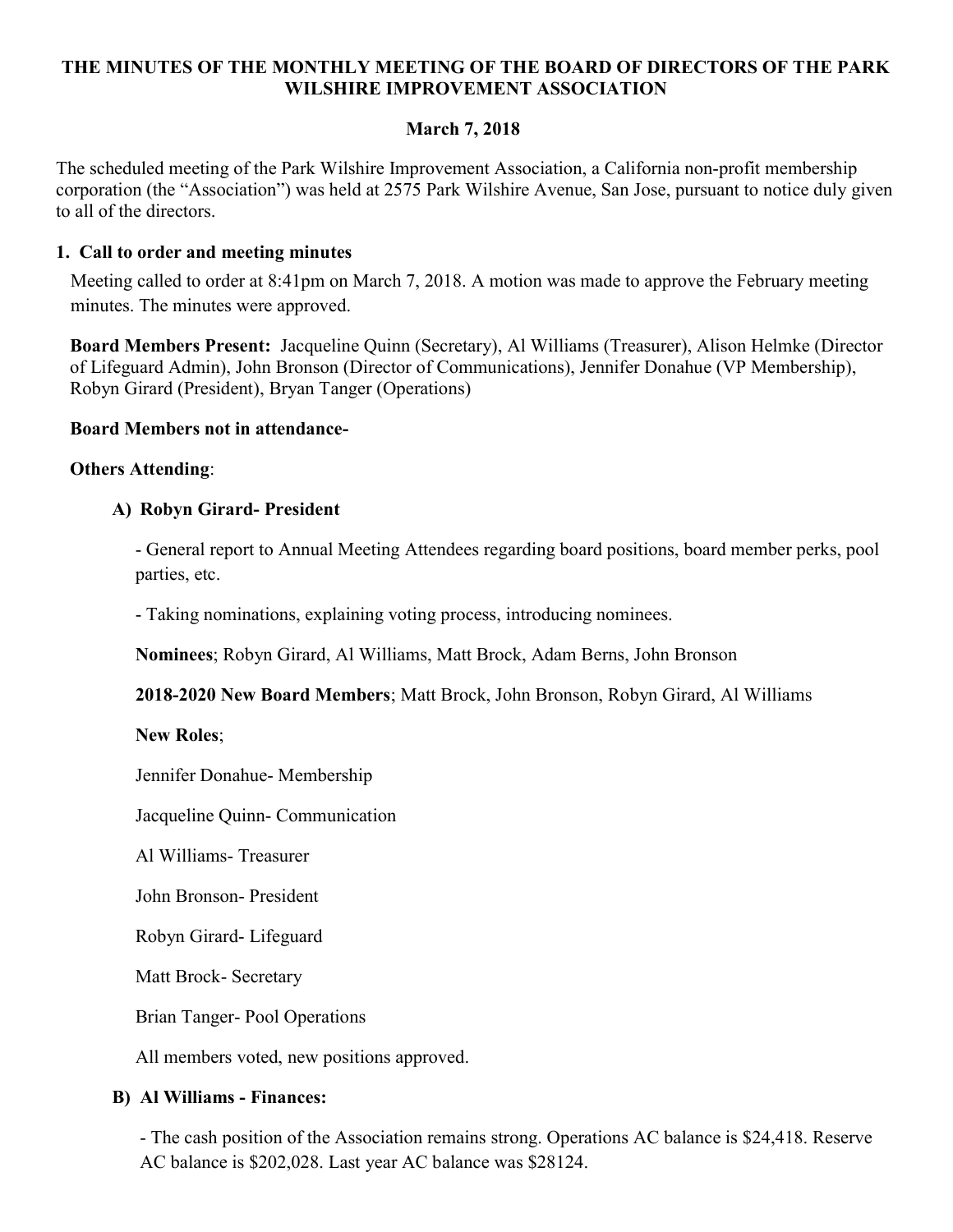# THE MINUTES OF THE MONTHLY MEETING OF THE BOARD OF DIRECTORS OF THE PARK WILSHIRE IMPROVEMENT ASSOCIATION

**March 7, 2018**

The scheduled meeting of the Park Wilshire Improvement Association, a California non-profit membership corporation (the "Association") was held at 2575 Park Wilshire Avenue, San Jose, pursuant to notice duly given to all of the directors.

## 1. Call to order and meeting minutes

Meeting called to order at 8:41pm on March 7, 2018. A motion was made to approve the February meeting minutes. The minutes were approved.

**Board Members Present:** Jacqueline Quinn (Secretary), Al Williams (Treasurer), Alison Helmke (Director of Lifeguard Admin), John Bronson (Director of Communications), Jennifer Donahue (VP Membership), Robyn Girard (President), Bryan Tanger (Operations)

**Board Members not in attendance-**

**Others Attending**:

### A) Robyn Girard- President

- General report to Annual Meeting Attendees regarding board positions, board member perks, pool parties, etc.

- Taking nominations, explaining voting process, introducing nominees.

**Nominees**; Robyn Girard, Al Williams, Matt Brock, Adam Berns, John Bronson

**2018-2020 New Board Members**; Matt Brock, John Bronson, Robyn Girard, Al Williams

**New Roles**;

Jennifer Donahue- Membership

Jacqueline Quinn- Communication

Al Williams- Treasurer

John Bronson- President

Robyn Girard- Lifeguard

Matt Brock- Secretary

Brian Tanger- Pool Operations

All members voted, new positions approved.

### B) Al Williams - Finances:

- The cash position of the Association remains strong. Operations AC balance is $24,418. Reserve AC balance is $202,028. Last year AC balance was $28124.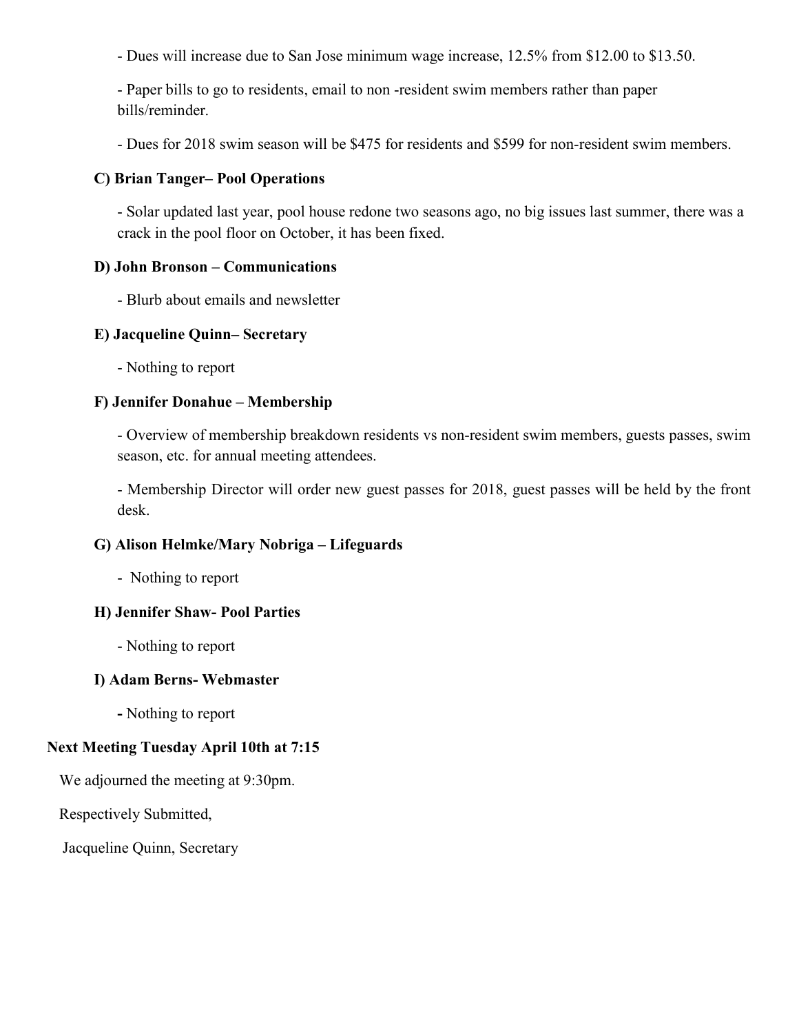- Dues will increase due to San Jose minimum wage increase, 12.5% from $12.00 to $13.50.

- Paper bills to go to residents, email to non -resident swim members rather than paper bills/reminder.

- Dues for 2018 swim season will be $475 for residents and $599 for non-resident swim members.

**C) Brian Tanger– Pool Operations**

- Solar updated last year, pool house redone two seasons ago, no big issues last summer, there was a crack in the pool floor on October, it has been fixed.

**D) John Bronson – Communications**

- Blurb about emails and newsletter

**E) Jacqueline Quinn– Secretary**

- Nothing to report

**F) Jennifer Donahue – Membership**

- Overview of membership breakdown residents vs non-resident swim members, guests passes, swim season, etc. for annual meeting attendees.

- Membership Director will order new guest passes for 2018, guest passes will be held by the front desk.

**G) Alison Helmke/Mary Nobriga – Lifeguards**

- Nothing to report

**H) Jennifer Shaw- Pool Parties**

- Nothing to report

**I) Adam Berns- Webmaster**

- Nothing to report

**Next Meeting Tuesday April 10th at 7:15**

We adjourned the meeting at 9:30pm.

Respectively Submitted,

Jacqueline Quinn, Secretary